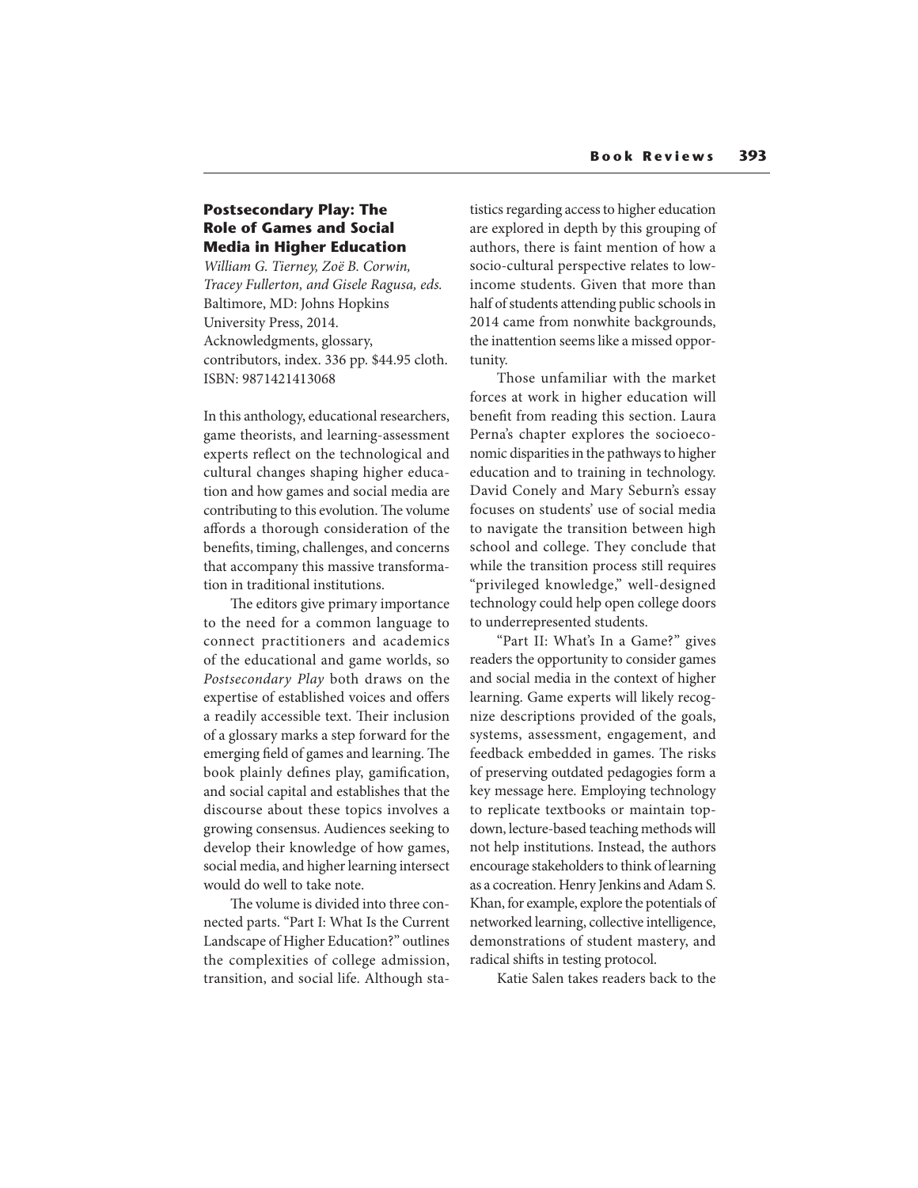### Postsecondary Play: The Role of Games and Social Media in Higher Education

*William G. Tierney, Zoë B. Corwin, Tracey Fullerton, and Gisele Ragusa, eds.*
Baltimore, MD: Johns Hopkins University Press, 2014.
Acknowledgments, glossary, contributors, index. 336 pp. $44.95 cloth.
ISBN: 9871421413068

In this anthology, educational researchers, game theorists, and learning-assessment experts reflect on the technological and cultural changes shaping higher education and how games and social media are contributing to this evolution. The volume affords a thorough consideration of the benefits, timing, challenges, and concerns that accompany this massive transformation in traditional institutions.

The editors give primary importance to the need for a common language to connect practitioners and academics of the educational and game worlds, so *Postsecondary Play* both draws on the expertise of established voices and offers a readily accessible text. Their inclusion of a glossary marks a step forward for the emerging field of games and learning. The book plainly defines play, gamification, and social capital and establishes that the discourse about these topics involves a growing consensus. Audiences seeking to develop their knowledge of how games, social media, and higher learning intersect would do well to take note.

The volume is divided into three connected parts. "Part I: What Is the Current Landscape of Higher Education?" outlines the complexities of college admission, transition, and social life. Although statistics regarding access to higher education are explored in depth by this grouping of authors, there is faint mention of how a socio-cultural perspective relates to low-income students. Given that more than half of students attending public schools in 2014 came from nonwhite backgrounds, the inattention seems like a missed opportunity.

Those unfamiliar with the market forces at work in higher education will benefit from reading this section. Laura Perna's chapter explores the socioeconomic disparities in the pathways to higher education and to training in technology. David Conely and Mary Seburn's essay focuses on students' use of social media to navigate the transition between high school and college. They conclude that while the transition process still requires "privileged knowledge," well-designed technology could help open college doors to underrepresented students.

"Part II: What's In a Game?" gives readers the opportunity to consider games and social media in the context of higher learning. Game experts will likely recognize descriptions provided of the goals, systems, assessment, engagement, and feedback embedded in games. The risks of preserving outdated pedagogies form a key message here. Employing technology to replicate textbooks or maintain top-down, lecture-based teaching methods will not help institutions. Instead, the authors encourage stakeholders to think of learning as a cocreation. Henry Jenkins and Adam S. Khan, for example, explore the potentials of networked learning, collective intelligence, demonstrations of student mastery, and radical shifts in testing protocol.

Katie Salen takes readers back to the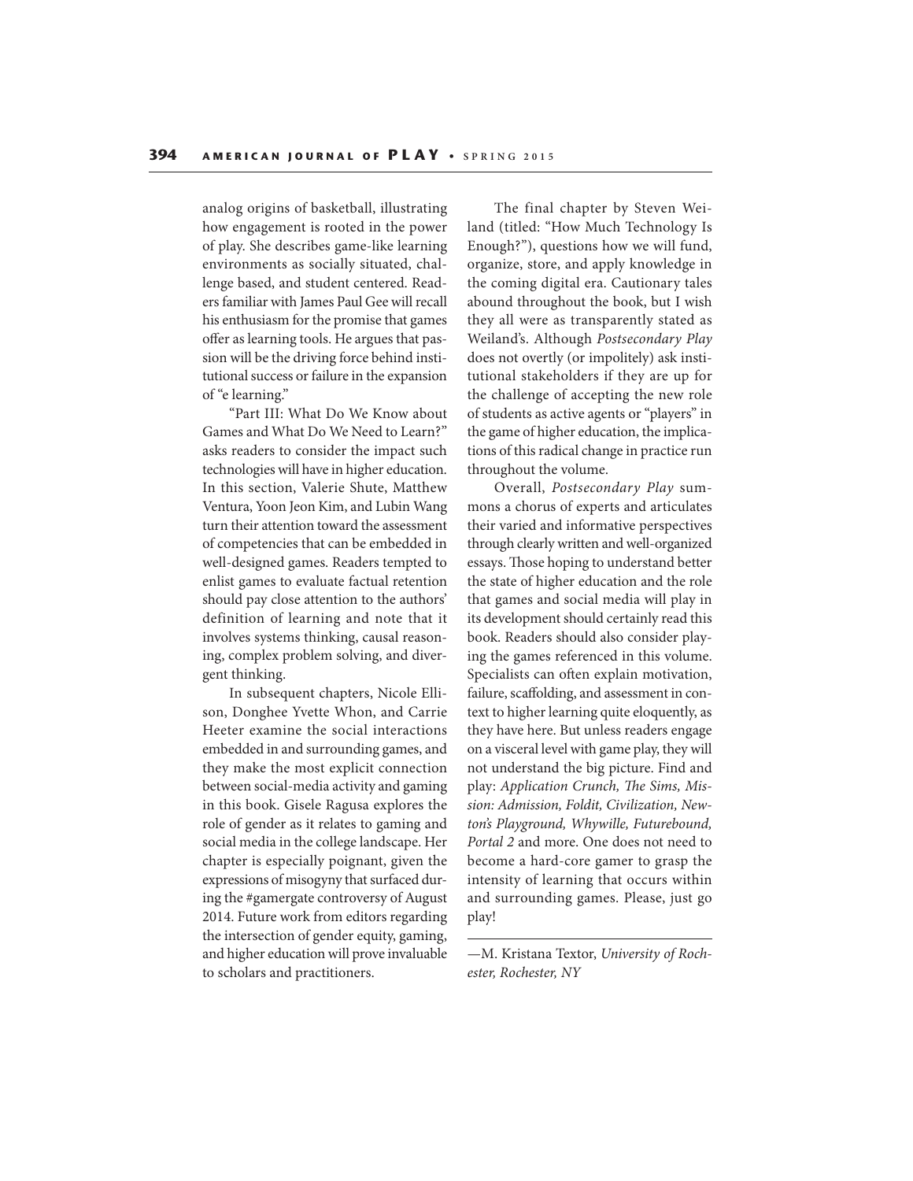analog origins of basketball, illustrating how engagement is rooted in the power of play. She describes game-like learning environments as socially situated, challenge based, and student centered. Readers familiar with James Paul Gee will recall his enthusiasm for the promise that games offer as learning tools. He argues that passion will be the driving force behind institutional success or failure in the expansion of "e learning."

"Part III: What Do We Know about Games and What Do We Need to Learn?" asks readers to consider the impact such technologies will have in higher education. In this section, Valerie Shute, Matthew Ventura, Yoon Jeon Kim, and Lubin Wang turn their attention toward the assessment of competencies that can be embedded in well-designed games. Readers tempted to enlist games to evaluate factual retention should pay close attention to the authors' definition of learning and note that it involves systems thinking, causal reasoning, complex problem solving, and divergent thinking.

In subsequent chapters, Nicole Ellison, Donghee Yvette Whon, and Carrie Heeter examine the social interactions embedded in and surrounding games, and they make the most explicit connection between social-media activity and gaming in this book. Gisele Ragusa explores the role of gender as it relates to gaming and social media in the college landscape. Her chapter is especially poignant, given the expressions of misogyny that surfaced during the #gamergate controversy of August 2014. Future work from editors regarding the intersection of gender equity, gaming, and higher education will prove invaluable to scholars and practitioners.

The final chapter by Steven Weiland (titled: "How Much Technology Is Enough?"), questions how we will fund, organize, store, and apply knowledge in the coming digital era. Cautionary tales abound throughout the book, but I wish they all were as transparently stated as Weiland's. Although *Postsecondary Play* does not overtly (or impolitely) ask institutional stakeholders if they are up for the challenge of accepting the new role of students as active agents or "players" in the game of higher education, the implications of this radical change in practice run throughout the volume.

Overall, *Postsecondary Play* summons a chorus of experts and articulates their varied and informative perspectives through clearly written and well-organized essays. Those hoping to understand better the state of higher education and the role that games and social media will play in its development should certainly read this book. Readers should also consider playing the games referenced in this volume. Specialists can often explain motivation, failure, scaffolding, and assessment in context to higher learning quite eloquently, as they have here. But unless readers engage on a visceral level with game play, they will not understand the big picture. Find and play: *Application Crunch, The Sims, Mission: Admission, Foldit, Civilization, Newton's Playground, Whywille, Futurebound, Portal 2* and more. One does not need to become a hard-core gamer to grasp the intensity of learning that occurs within and surrounding games. Please, just go play!

—M. Kristana Textor, *University of Rochester, Rochester, NY*